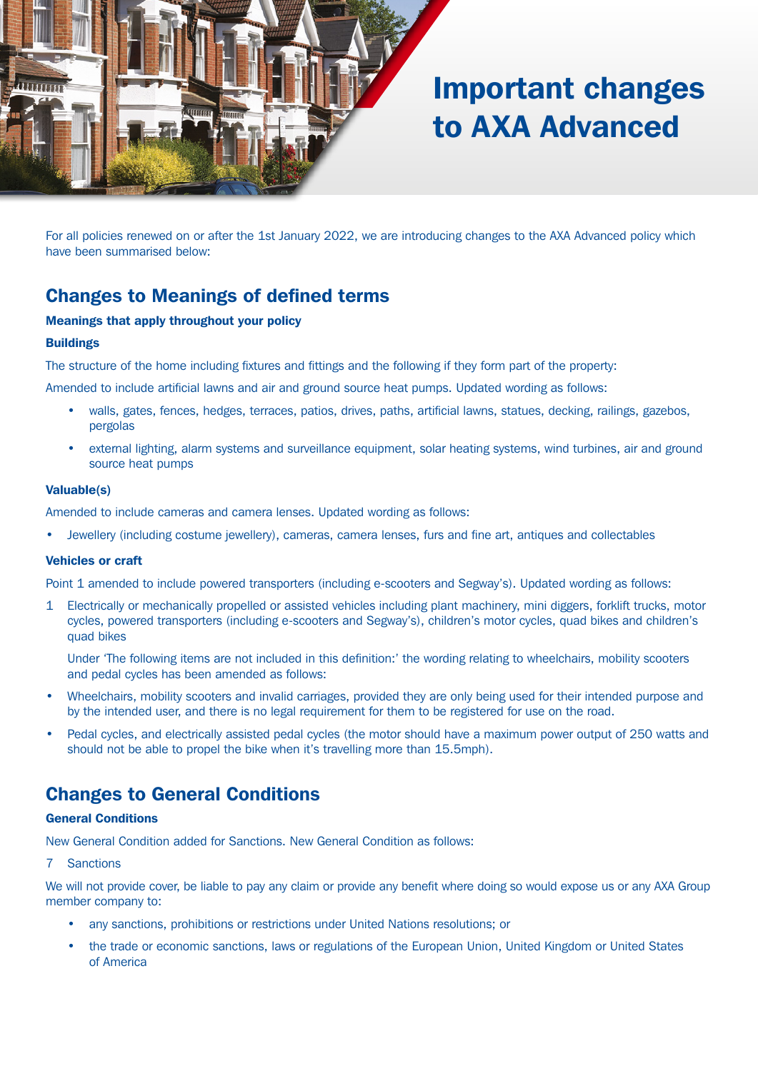# Important changes to AXA Advanced

For all policies renewed on or after the 1st January 2022, we are introducing changes to the AXA Advanced policy which have been summarised below:

## Changes to Meanings of defined terms

### Meanings that apply throughout your policy

#### Buildings

The structure of the home including fixtures and fittings and the following if they form part of the property:

Amended to include artificial lawns and air and ground source heat pumps. Updated wording as follows:

- walls, gates, fences, hedges, terraces, patios, drives, paths, artificial lawns, statues, decking, railings, gazebos, pergolas
- external lighting, alarm systems and surveillance equipment, solar heating systems, wind turbines, air and ground source heat pumps

#### Valuable(s)

Amended to include cameras and camera lenses. Updated wording as follows:

- Jewellery (including costume jewellery), cameras, camera lenses, furs and fine art, antiques and collectables

#### Vehicles or craft

Point 1 amended to include powered transporters (including e-scooters and Segway's). Updated wording as follows:

1 Electrically or mechanically propelled or assisted vehicles including plant machinery, mini diggers, forklift trucks, motor cycles, powered transporters (including e-scooters and Segway's), children's motor cycles, quad bikes and children's quad bikes

Under 'The following items are not included in this definition:' the wording relating to wheelchairs, mobility scooters and pedal cycles has been amended as follows:

- Wheelchairs, mobility scooters and invalid carriages, provided they are only being used for their intended purpose and by the intended user, and there is no legal requirement for them to be registered for use on the road.
- Pedal cycles, and electrically assisted pedal cycles (the motor should have a maximum power output of 250 watts and should not be able to propel the bike when it's travelling more than 15.5mph).

## Changes to General Conditions

### General Conditions

New General Condition added for Sanctions. New General Condition as follows:

7 Sanctions

We will not provide cover, be liable to pay any claim or provide any benefit where doing so would expose us or any AXA Group member company to:

- any sanctions, prohibitions or restrictions under United Nations resolutions; or
- the trade or economic sanctions, laws or regulations of the European Union, United Kingdom or United States of America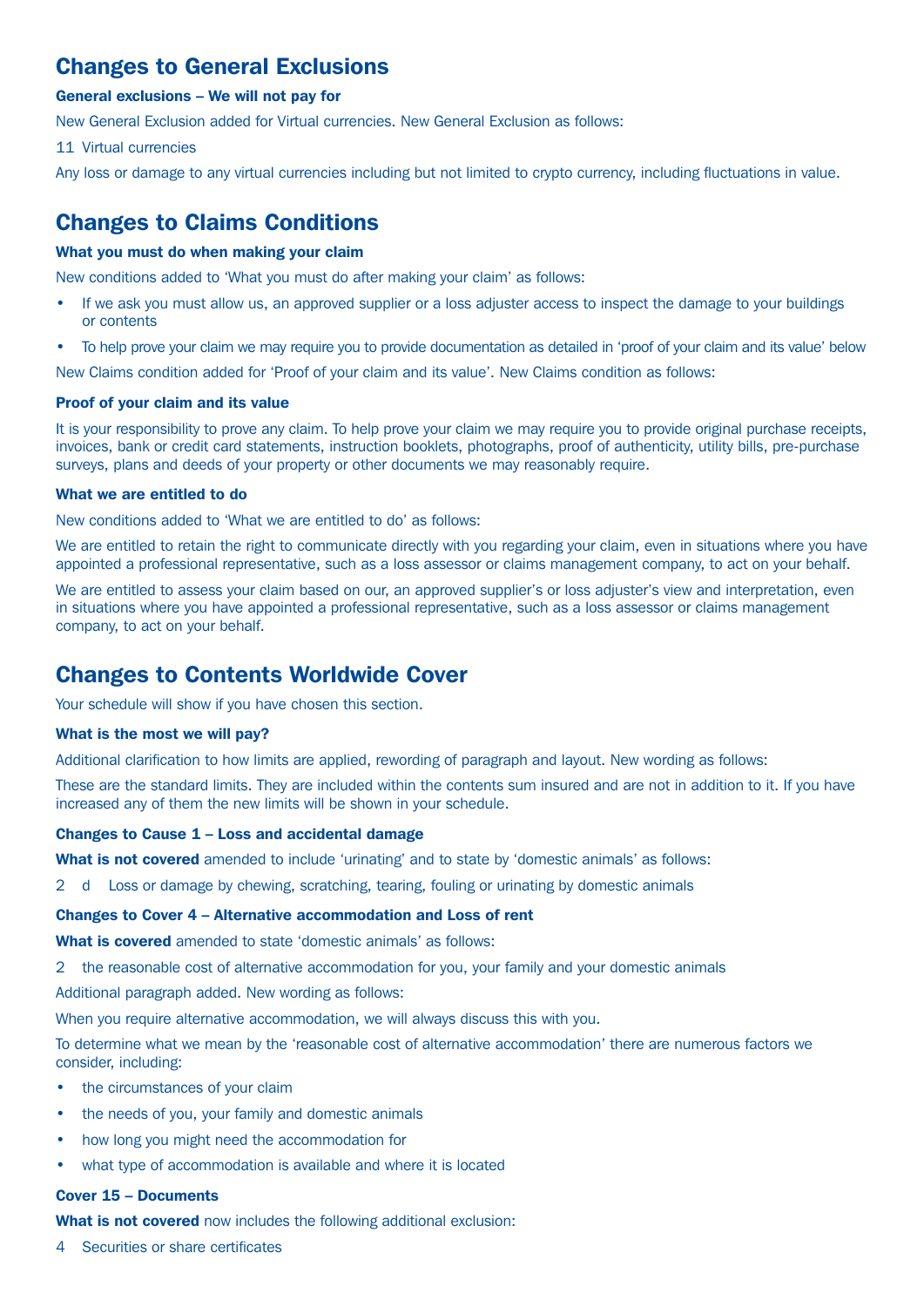## Changes to General Exclusions

**General exclusions – We will not pay for**

New General Exclusion added for Virtual currencies. New General Exclusion as follows:

11 Virtual currencies

Any loss or damage to any virtual currencies including but not limited to crypto currency, including fluctuations in value.

## Changes to Claims Conditions

**What you must do when making your claim**

New conditions added to 'What you must do after making your claim' as follows:

- If we ask you must allow us, an approved supplier or a loss adjuster access to inspect the damage to your buildings or contents
- To help prove your claim we may require you to provide documentation as detailed in 'proof of your claim and its value' below

New Claims condition added for 'Proof of your claim and its value'. New Claims condition as follows:

**Proof of your claim and its value**

It is your responsibility to prove any claim. To help prove your claim we may require you to provide original purchase receipts, invoices, bank or credit card statements, instruction booklets, photographs, proof of authenticity, utility bills, pre-purchase surveys, plans and deeds of your property or other documents we may reasonably require.

**What we are entitled to do**

New conditions added to 'What we are entitled to do' as follows:

We are entitled to retain the right to communicate directly with you regarding your claim, even in situations where you have appointed a professional representative, such as a loss assessor or claims management company, to act on your behalf.

We are entitled to assess your claim based on our, an approved supplier's or loss adjuster's view and interpretation, even in situations where you have appointed a professional representative, such as a loss assessor or claims management company, to act on your behalf.

## Changes to Contents Worldwide Cover

Your schedule will show if you have chosen this section.

**What is the most we will pay?**

Additional clarification to how limits are applied, rewording of paragraph and layout. New wording as follows:

These are the standard limits. They are included within the contents sum insured and are not in addition to it. If you have increased any of them the new limits will be shown in your schedule.

**Changes to Cause 1 – Loss and accidental damage**

**What is not covered** amended to include 'urinating' and to state by 'domestic animals' as follows:

2 d Loss or damage by chewing, scratching, tearing, fouling or urinating by domestic animals

**Changes to Cover 4 – Alternative accommodation and Loss of rent**

**What is covered** amended to state 'domestic animals' as follows:

2 the reasonable cost of alternative accommodation for you, your family and your domestic animals

Additional paragraph added. New wording as follows:

When you require alternative accommodation, we will always discuss this with you.

To determine what we mean by the 'reasonable cost of alternative accommodation' there are numerous factors we consider, including:

- the circumstances of your claim
- the needs of you, your family and domestic animals
- how long you might need the accommodation for
- what type of accommodation is available and where it is located

**Cover 15 – Documents**

**What is not covered** now includes the following additional exclusion:

4 Securities or share certificates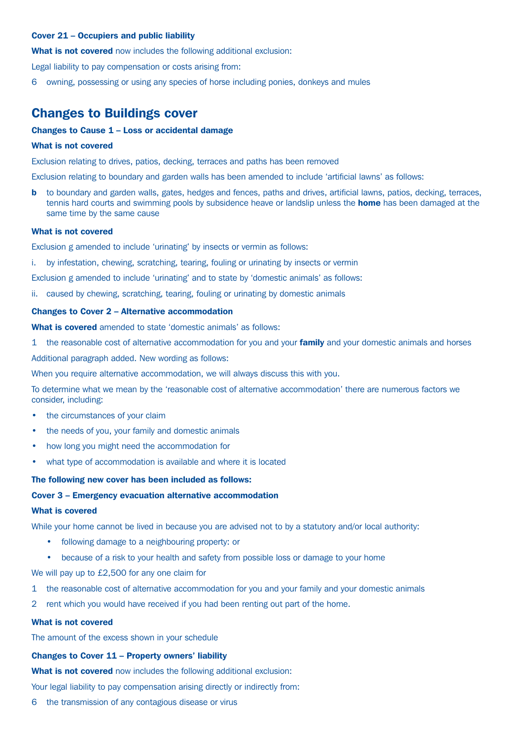#### Cover 21 – Occupiers and public liability

**What is not covered** now includes the following additional exclusion:

Legal liability to pay compensation or costs arising from:

6 owning, possessing or using any species of horse including ponies, donkeys and mules

## Changes to Buildings cover

#### Changes to Cause 1 – Loss or accidental damage

**What is not covered**

Exclusion relating to drives, patios, decking, terraces and paths has been removed

Exclusion relating to boundary and garden walls has been amended to include 'artificial lawns' as follows:

**b** to boundary and garden walls, gates, hedges and fences, paths and drives, artificial lawns, patios, decking, terraces, tennis hard courts and swimming pools by subsidence heave or landslip unless the **home** has been damaged at the same time by the same cause

**What is not covered**

Exclusion g amended to include 'urinating' by insects or vermin as follows:

i. by infestation, chewing, scratching, tearing, fouling or urinating by insects or vermin

Exclusion g amended to include 'urinating' and to state by 'domestic animals' as follows:

ii. caused by chewing, scratching, tearing, fouling or urinating by domestic animals

#### Changes to Cover 2 – Alternative accommodation

**What is covered** amended to state 'domestic animals' as follows:

1 the reasonable cost of alternative accommodation for you and your **family** and your domestic animals and horses

Additional paragraph added. New wording as follows:

When you require alternative accommodation, we will always discuss this with you.

To determine what we mean by the 'reasonable cost of alternative accommodation' there are numerous factors we consider, including:

- the circumstances of your claim
- the needs of you, your family and domestic animals
- how long you might need the accommodation for
- what type of accommodation is available and where it is located

**The following new cover has been included as follows:**

#### Cover 3 – Emergency evacuation alternative accommodation

**What is covered**

While your home cannot be lived in because you are advised not to by a statutory and/or local authority:

- following damage to a neighbouring property: or
- because of a risk to your health and safety from possible loss or damage to your home

We will pay up to £2,500 for any one claim for

1 the reasonable cost of alternative accommodation for you and your family and your domestic animals

2 rent which you would have received if you had been renting out part of the home.

**What is not covered**

The amount of the excess shown in your schedule

#### Changes to Cover 11 – Property owners' liability

**What is not covered** now includes the following additional exclusion:

Your legal liability to pay compensation arising directly or indirectly from:

6 the transmission of any contagious disease or virus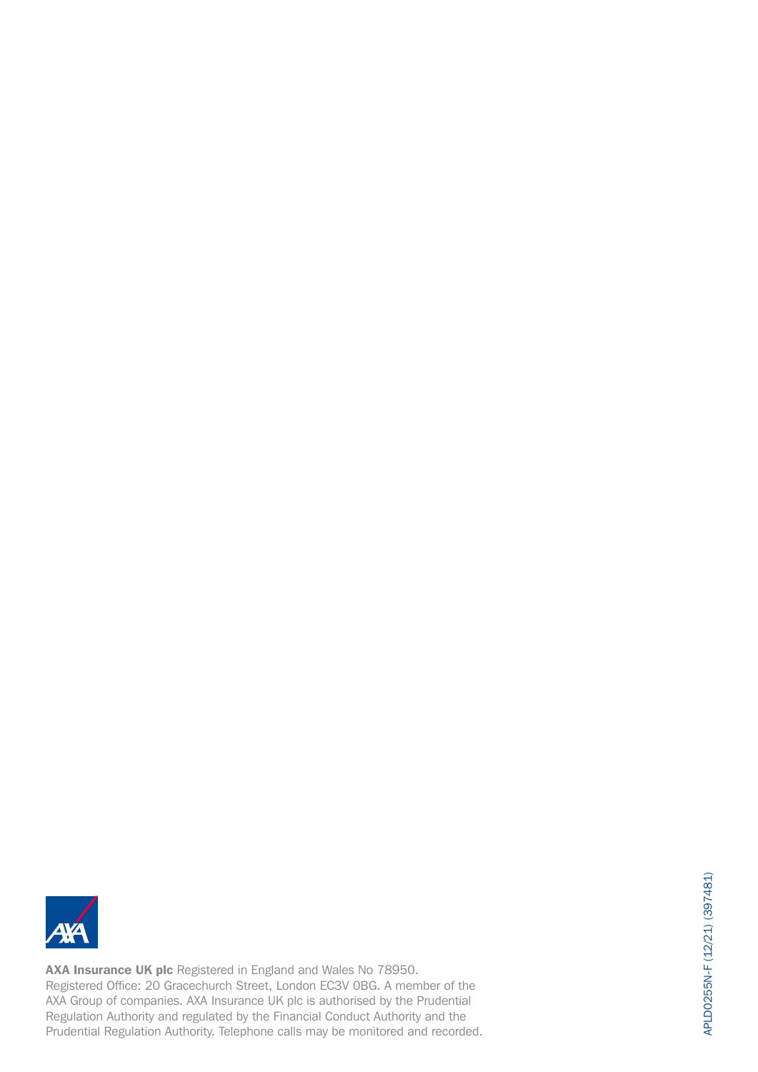**AXA Insurance UK plc** Registered in England and Wales No 78950. Registered Office: 20 Gracechurch Street, London EC3V 0BG. A member of the AXA Group of companies. AXA Insurance UK plc is authorised by the Prudential Regulation Authority and regulated by the Financial Conduct Authority and the Prudential Regulation Authority. Telephone calls may be monitored and recorded.

APLD0255N-F (12/21) (397481)